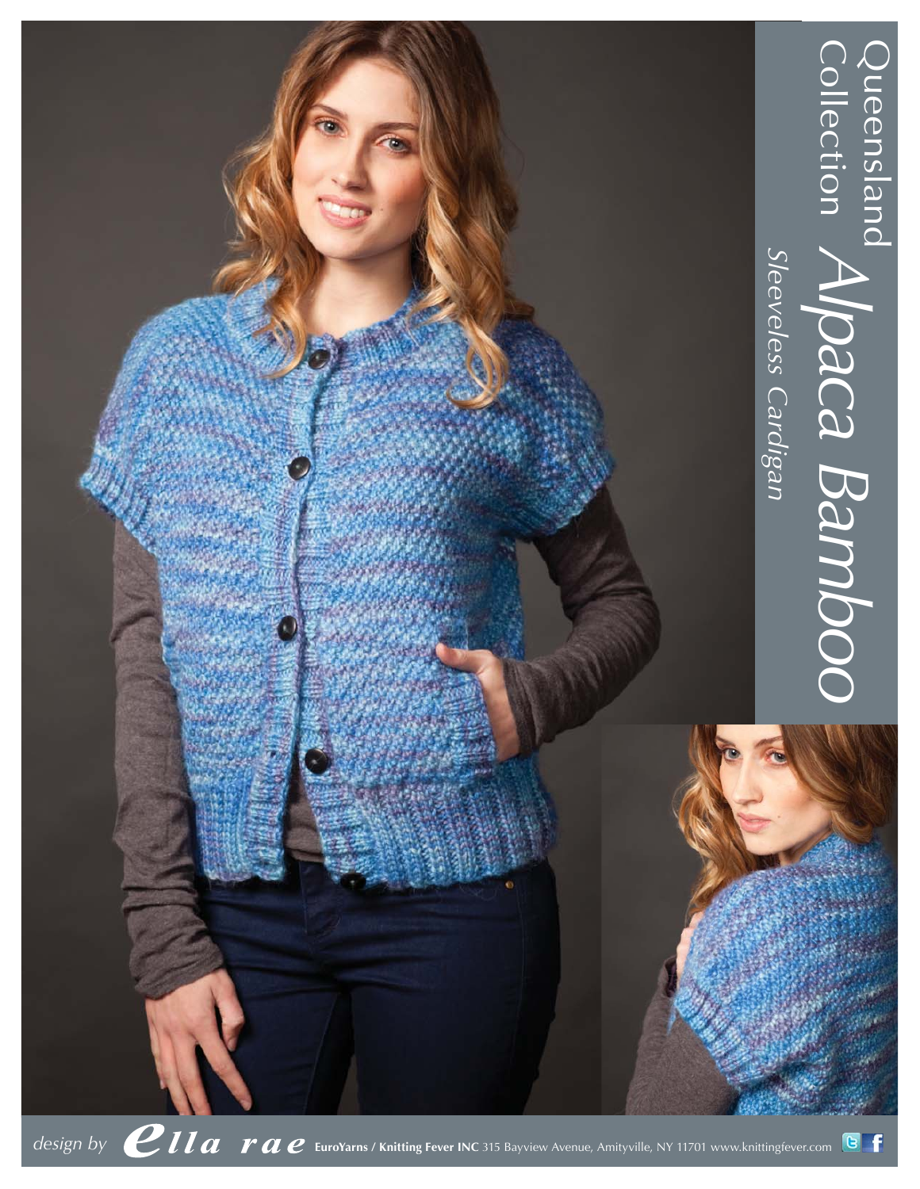# Queensland Collection

# Alpaca Bamboo

## *Sleeveless Cardigan*

*design by* ella rae **EuroYarns / Knitting Fever INC** 315 Bayview Avenue, Amityville, NY 11701 www.knittingfever.com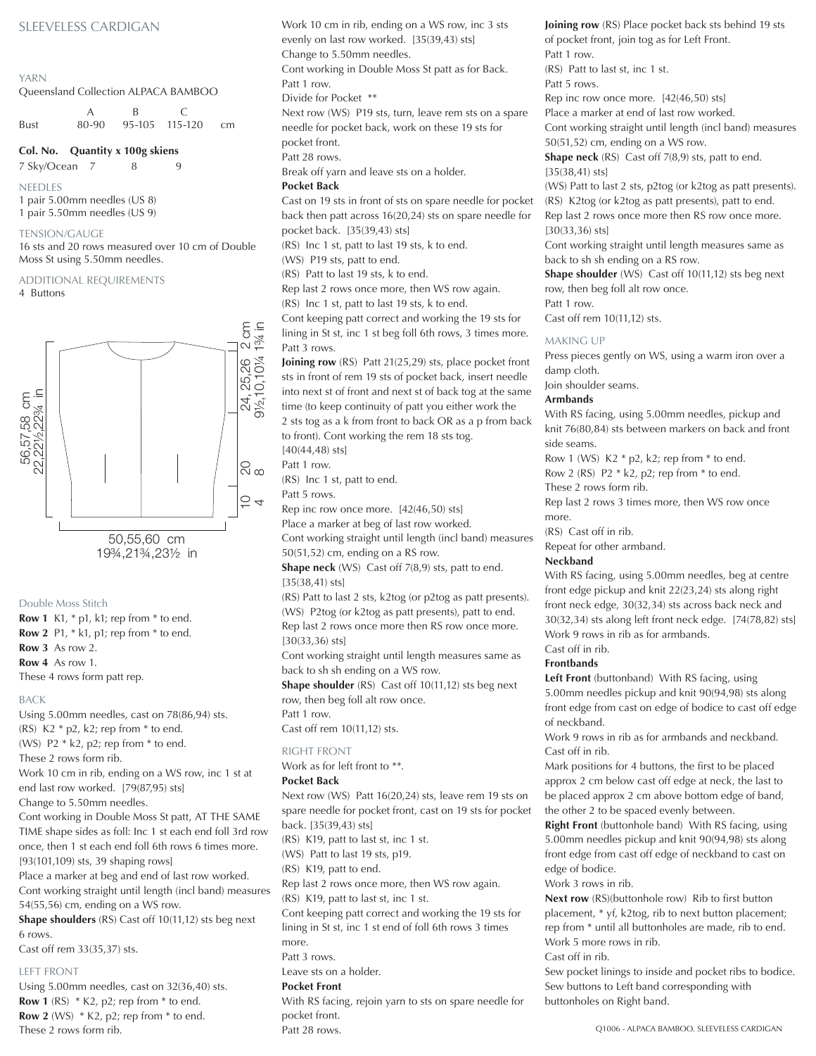# SLEEVELESS CARDIGAN

## YARN

Queensland Collection ALPACA BAMBOO

| | A | B | C | |
|---|---|---|---|---|
| Bust | 80-90 | 95-105 | 115-120 | cm |

| Col. No. | Quantity x 100g skiens | | |
|---|---|---|---|
| 7 Sky/Ocean | 7 | 8 | 9 |

## NEEDLES

1 pair 5.00mm needles (US 8)
1 pair 5.50mm needles (US 9)

## TENSION/GAUGE

16 sts and 20 rows measured over 10 cm of Double Moss St using 5.50mm needles.

## ADDITIONAL REQUIREMENTS

4 Buttons

56,57,58 cm
22,22½,22¾ in

2 cm
1¾ in

24,25,26
9½,10,10¼

20
8

10
4

50,55,60 cm
19¾,21¾,23½ in

## Double Moss Stitch

**Row 1** K1, * p1, k1; rep from * to end.
**Row 2** P1, * k1, p1; rep from * to end.
**Row 3** As row 2.
**Row 4** As row 1.
These 4 rows form patt rep.

## BACK

Using 5.00mm needles, cast on 78(86,94) sts.
(RS) K2 * p2, k2; rep from * to end.
(WS) P2 * k2, p2; rep from * to end.
These 2 rows form rib.
Work 10 cm in rib, ending on a WS row, inc 1 st at end last row worked. [79(87,95) sts]
Change to 5.50mm needles.
Cont working in Double Moss St patt, AT THE SAME TIME shape sides as foll: Inc 1 st each end foll 3rd row once, then 1 st each end foll 6th rows 6 times more. [93(101,109) sts, 39 shaping rows]
Place a marker at beg and end of last row worked.
Cont working straight until length (incl band) measures 54(55,56) cm, ending on a WS row.
**Shape shoulders** (RS) Cast off 10(11,12) sts beg next 6 rows.
Cast off rem 33(35,37) sts.

## LEFT FRONT

Using 5.00mm needles, cast on 32(36,40) sts.
**Row 1** (RS) * K2, p2; rep from * to end.
**Row 2** (WS) * K2, p2; rep from * to end.
These 2 rows form rib.
Work 10 cm in rib, ending on a WS row, inc 3 sts evenly on last row worked. [35(39,43) sts]
Change to 5.50mm needles.
Cont working in Double Moss St patt as for Back.
Patt 1 row.
Divide for Pocket **
Next row (WS) P19 sts, turn, leave rem sts on a spare needle for pocket back, work on these 19 sts for pocket front.
Patt 28 rows.
Break off yarn and leave sts on a holder.

**Pocket Back**

Cast on 19 sts in front of sts on spare needle for pocket back then patt across 16(20,24) sts on spare needle for pocket back. [35(39,43) sts]
(RS) Inc 1 st, patt to last 19 sts, k to end.
(WS) P19 sts, patt to end.
(RS) Patt to last 19 sts, k to end.
Rep last 2 rows once more, then WS row again.
(RS) Inc 1 st, patt to last 19 sts, k to end.
Cont keeping patt correct and working the 19 sts for lining in St st, inc 1 st beg foll 6th rows, 3 times more.
Patt 3 rows.

**Joining row** (RS) Patt 21(25,29) sts, place pocket front sts in front of rem 19 sts of pocket back, insert needle into next st of front and next st of back tog at the same time (to keep continuity of patt you either work the 2 sts tog as a k from front to back OR as a p from back to front). Cont working the rem 18 sts tog.
[40(44,48) sts]
Patt 1 row.
(RS) Inc 1 st, patt to end.
Patt 5 rows.
Rep inc row once more. [42(46,50) sts]
Place a marker at beg of last row worked.
Cont working straight until length (incl band) measures 50(51,52) cm, ending on a RS row.
**Shape neck** (WS) Cast off 7(8,9) sts, patt to end.
[35(38,41) sts]
(RS) Patt to last 2 sts, k2tog (or p2tog as patt presents).
(WS) P2tog (or k2tog as patt presents), patt to end.
Rep last 2 rows once more then RS row once more.
[30(33,36) sts]
Cont working straight until length measures same as back to sh sh ending on a WS row.
**Shape shoulder** (RS) Cast off 10(11,12) sts beg next row, then beg foll alt row once.
Patt 1 row.
Cast off rem 10(11,12) sts.

## RIGHT FRONT

Work as for left front to **.

**Pocket Back**

Next row (WS) Patt 16(20,24) sts, leave rem 19 sts on spare needle for pocket front, cast on 19 sts for pocket back. [35(39,43) sts]
(RS) K19, patt to last st, inc 1 st.
(WS) Patt to last 19 sts, p19.
(RS) K19, patt to end.
Rep last 2 rows once more, then WS row again.
(RS) K19, patt to last st, inc 1 st.
Cont keeping patt correct and working the 19 sts for lining in St st, inc 1 st end of foll 6th rows 3 times more.
Patt 3 rows.
Leave sts on a holder.

**Pocket Front**

With RS facing, rejoin yarn to sts on spare needle for pocket front.
Patt 28 rows.

**Joining row** (RS) Place pocket back sts behind 19 sts of pocket front, join tog as for Left Front.
Patt 1 row.
(RS) Patt to last st, inc 1 st.
Patt 5 rows.
Rep inc row once more. [42(46,50) sts]
Place a marker at end of last row worked.
Cont working straight until length (incl band) measures 50(51,52) cm, ending on a WS row.
**Shape neck** (RS) Cast off 7(8,9) sts, patt to end.
[35(38,41) sts]
(WS) Patt to last 2 sts, p2tog (or k2tog as patt presents).
(RS) K2tog (or k2tog as patt presents), patt to end.
Rep last 2 rows once more then RS row once more.
[30(33,36) sts]
Cont working straight until length measures same as back to sh sh ending on a RS row.
**Shape shoulder** (WS) Cast off 10(11,12) sts beg next row, then beg foll alt row once.
Patt 1 row.
Cast off rem 10(11,12) sts.

## MAKING UP

Press pieces gently on WS, using a warm iron over a damp cloth.
Join shoulder seams.

**Armbands**

With RS facing, using 5.00mm needles, pickup and knit 76(80,84) sts between markers on back and front side seams.
Row 1 (WS) K2 * p2, k2; rep from * to end.
Row 2 (RS) P2 * k2, p2; rep from * to end.
These 2 rows form rib.
Rep last 2 rows 3 times more, then WS row once more.
(RS) Cast off in rib.
Repeat for other armband.

**Neckband**

With RS facing, using 5.00mm needles, beg at centre front edge pickup and knit 22(23,24) sts along right front neck edge, 30(32,34) sts across back neck and 30(32,34) sts along left front neck edge. [74(78,82) sts]
Work 9 rows in rib as for armbands.
Cast off in rib.

**Frontbands**

**Left Front** (buttonband) With RS facing, using 5.00mm needles pickup and knit 90(94,98) sts along front edge from cast on edge of bodice to cast off edge of neckband.
Work 9 rows in rib as for armbands and neckband.
Cast off in rib.
Mark positions for 4 buttons, the first to be placed approx 2 cm below cast off edge at neck, the last to be placed approx 2 cm above bottom edge of band, the other 2 to be spaced evenly between.
**Right Front** (buttonhole band) With RS facing, using 5.00mm needles pickup and knit 90(94,98) sts along front edge from cast off edge of neckband to cast on edge of bodice.
Work 3 rows in rib.
**Next row** (RS)(buttonhole row) Rib to first button placement, * yf, k2tog, rib to next button placement; rep from * until all buttonholes are made, rib to end.
Work 5 more rows in rib.
Cast off in rib.
Sew pocket linings to inside and pocket ribs to bodice.
Sew buttons to Left band corresponding with buttonholes on Right band.